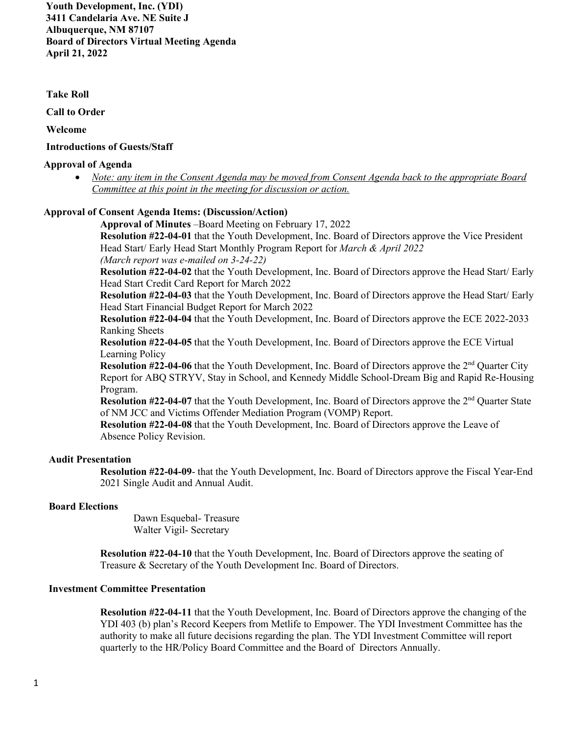**Youth Development, Inc. (YDI)**
**3411 Candelaria Ave. NE Suite J**
**Albuquerque, NM 87107**
**Board of Directors Virtual Meeting Agenda**
**April 21, 2022**

**Take Roll**

**Call to Order**

**Welcome**

**Introductions of Guests/Staff**

**Approval of Agenda**

- *Note: any item in the Consent Agenda may be moved from Consent Agenda back to the appropriate Board Committee at this point in the meeting for discussion or action.*

**Approval of Consent Agenda Items: (Discussion/Action)**

**Approval of Minutes** –Board Meeting on February 17, 2022

**Resolution #22-04-01** that the Youth Development, Inc. Board of Directors approve the Vice President Head Start/ Early Head Start Monthly Program Report for *March & April 2022*
*(March report was e-mailed on 3-24-22)*

**Resolution #22-04-02** that the Youth Development, Inc. Board of Directors approve the Head Start/ Early Head Start Credit Card Report for March 2022

**Resolution #22-04-03** that the Youth Development, Inc. Board of Directors approve the Head Start/ Early Head Start Financial Budget Report for March 2022

**Resolution #22-04-04** that the Youth Development, Inc. Board of Directors approve the ECE 2022-2033 Ranking Sheets

**Resolution #22-04-05** that the Youth Development, Inc. Board of Directors approve the ECE Virtual Learning Policy

**Resolution #22-04-06** that the Youth Development, Inc. Board of Directors approve the 2nd Quarter City Report for ABQ STRYV, Stay in School, and Kennedy Middle School-Dream Big and Rapid Re-Housing Program.

**Resolution #22-04-07** that the Youth Development, Inc. Board of Directors approve the 2nd Quarter State of NM JCC and Victims Offender Mediation Program (VOMP) Report.

**Resolution #22-04-08** that the Youth Development, Inc. Board of Directors approve the Leave of Absence Policy Revision.

**Audit Presentation**

**Resolution #22-04-09**- that the Youth Development, Inc. Board of Directors approve the Fiscal Year-End 2021 Single Audit and Annual Audit.

**Board Elections**

Dawn Esquebal- Treasure
Walter Vigil- Secretary

**Resolution #22-04-10** that the Youth Development, Inc. Board of Directors approve the seating of Treasure & Secretary of the Youth Development Inc. Board of Directors.

**Investment Committee Presentation**

**Resolution #22-04-11** that the Youth Development, Inc. Board of Directors approve the changing of the YDI 403 (b) plan's Record Keepers from Metlife to Empower. The YDI Investment Committee has the authority to make all future decisions regarding the plan. The YDI Investment Committee will report quarterly to the HR/Policy Board Committee and the Board of Directors Annually.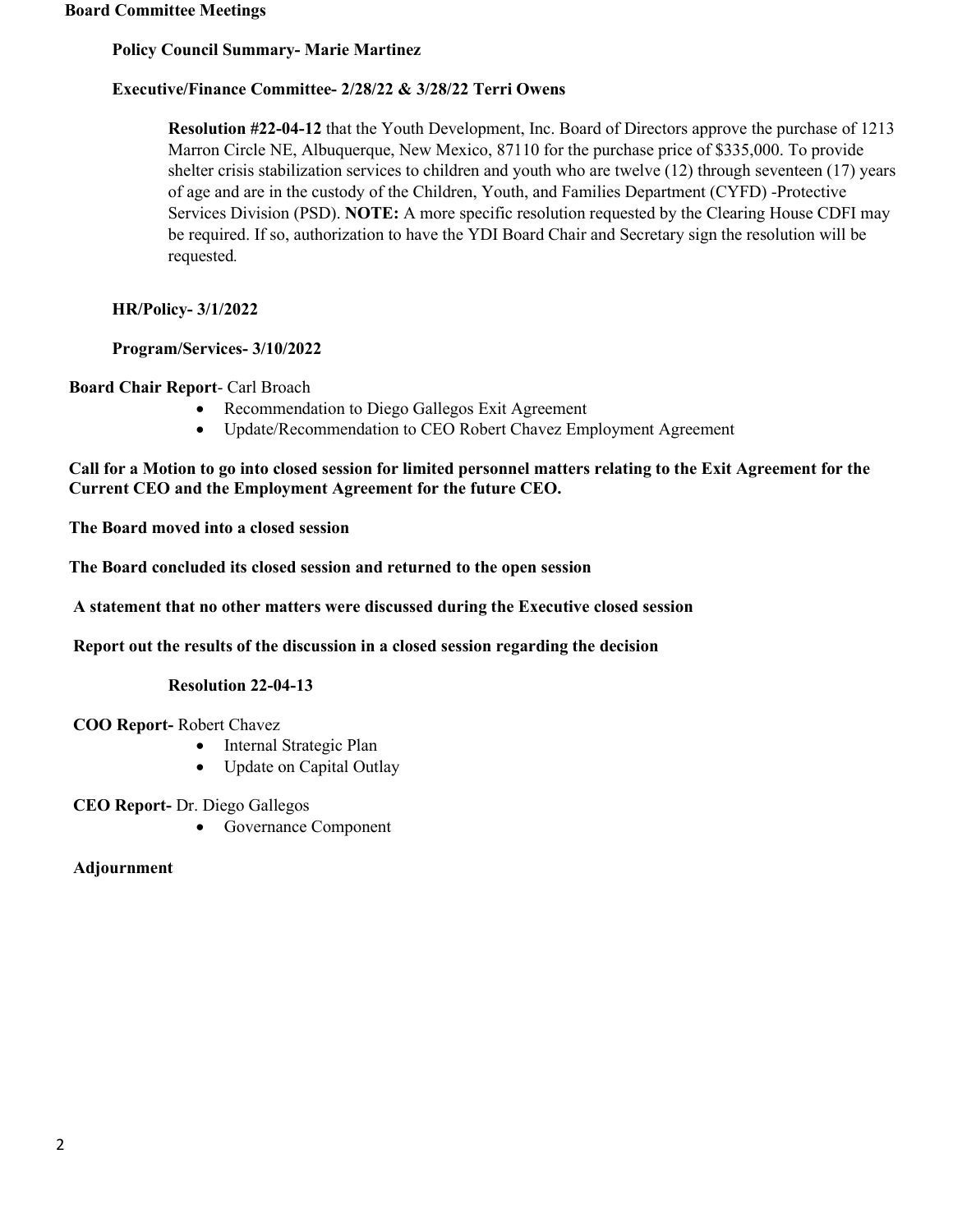**Board Committee Meetings**

**Policy Council Summary- Marie Martinez**

**Executive/Finance Committee- 2/28/22 & 3/28/22 Terri Owens**

**Resolution #22-04-12** that the Youth Development, Inc. Board of Directors approve the purchase of 1213 Marron Circle NE, Albuquerque, New Mexico, 87110 for the purchase price of $335,000. To provide shelter crisis stabilization services to children and youth who are twelve (12) through seventeen (17) years of age and are in the custody of the Children, Youth, and Families Department (CYFD) -Protective Services Division (PSD). **NOTE:** A more specific resolution requested by the Clearing House CDFI may be required. If so, authorization to have the YDI Board Chair and Secretary sign the resolution will be requested.

**HR/Policy- 3/1/2022**

**Program/Services- 3/10/2022**

**Board Chair Report**- Carl Broach

- Recommendation to Diego Gallegos Exit Agreement
- Update/Recommendation to CEO Robert Chavez Employment Agreement

**Call for a Motion to go into closed session for limited personnel matters relating to the Exit Agreement for the Current CEO and the Employment Agreement for the future CEO.**

**The Board moved into a closed session**

**The Board concluded its closed session and returned to the open session**

**A statement that no other matters were discussed during the Executive closed session**

**Report out the results of the discussion in a closed session regarding the decision**

**Resolution 22-04-13**

**COO Report-** Robert Chavez

- Internal Strategic Plan
- Update on Capital Outlay

**CEO Report-** Dr. Diego Gallegos

- Governance Component

**Adjournment**